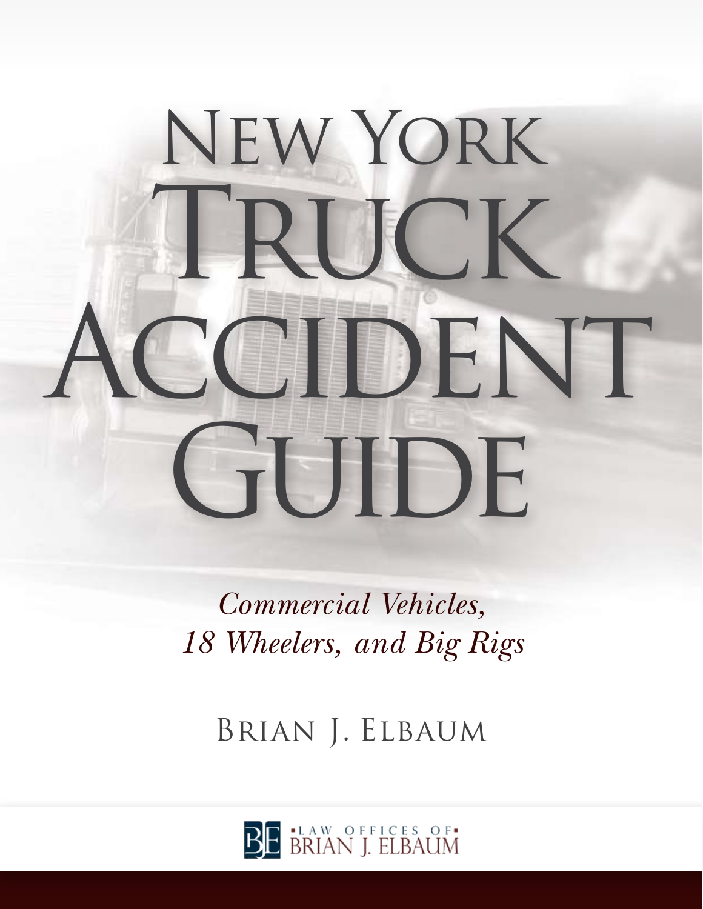# New York Truck Accident Guide

*Commercial Vehicles, 18 Wheelers, and Big Rigs*

Brian J. Elbaum

Law Offices of Brian J. Elbaum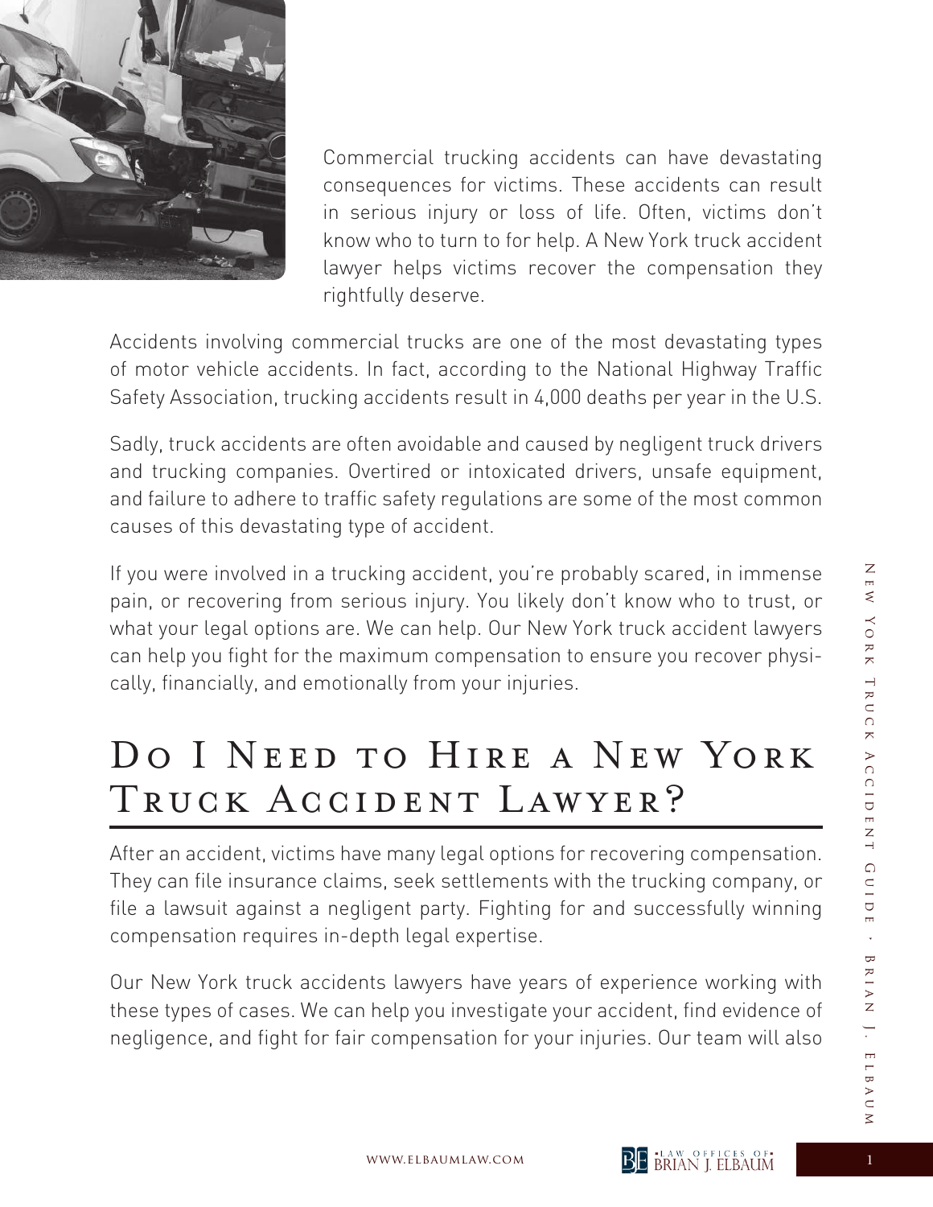Commercial trucking accidents can have devastating consequences for victims. These accidents can result in serious injury or loss of life. Often, victims don't know who to turn to for help. A New York truck accident lawyer helps victims recover the compensation they rightfully deserve.

Accidents involving commercial trucks are one of the most devastating types of motor vehicle accidents. In fact, according to the National Highway Traffic Safety Association, trucking accidents result in 4,000 deaths per year in the U.S.

Sadly, truck accidents are often avoidable and caused by negligent truck drivers and trucking companies. Overtired or intoxicated drivers, unsafe equipment, and failure to adhere to traffic safety regulations are some of the most common causes of this devastating type of accident.

If you were involved in a trucking accident, you're probably scared, in immense pain, or recovering from serious injury. You likely don't know who to trust, or what your legal options are. We can help. Our New York truck accident lawyers can help you fight for the maximum compensation to ensure you recover physically, financially, and emotionally from your injuries.

## Do I Need to Hire a New York Truck Accident Lawyer?

After an accident, victims have many legal options for recovering compensation. They can file insurance claims, seek settlements with the trucking company, or file a lawsuit against a negligent party. Fighting for and successfully winning compensation requires in-depth legal expertise.

Our New York truck accidents lawyers have years of experience working with these types of cases. We can help you investigate your accident, find evidence of negligence, and fight for fair compensation for your injuries. Our team will also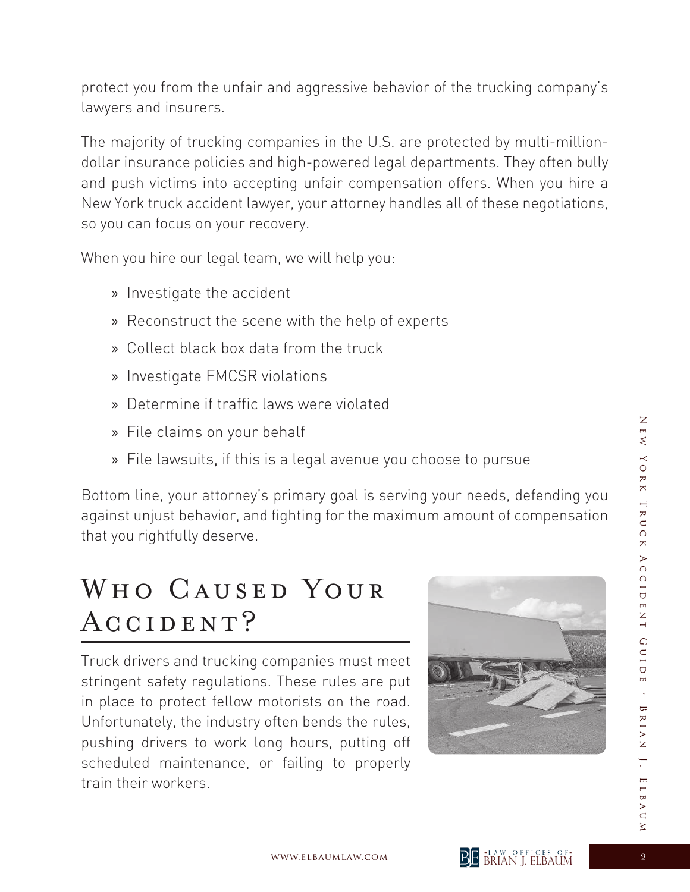protect you from the unfair and aggressive behavior of the trucking company's lawyers and insurers.

The majority of trucking companies in the U.S. are protected by multi-million-dollar insurance policies and high-powered legal departments. They often bully and push victims into accepting unfair compensation offers. When you hire a New York truck accident lawyer, your attorney handles all of these negotiations, so you can focus on your recovery.

When you hire our legal team, we will help you:

- Investigate the accident
- Reconstruct the scene with the help of experts
- Collect black box data from the truck
- Investigate FMCSR violations
- Determine if traffic laws were violated
- File claims on your behalf
- File lawsuits, if this is a legal avenue you choose to pursue

Bottom line, your attorney's primary goal is serving your needs, defending you against unjust behavior, and fighting for the maximum amount of compensation that you rightfully deserve.

## Who Caused Your Accident?

Truck drivers and trucking companies must meet stringent safety regulations. These rules are put in place to protect fellow motorists on the road. Unfortunately, the industry often bends the rules, pushing drivers to work long hours, putting off scheduled maintenance, or failing to properly train their workers.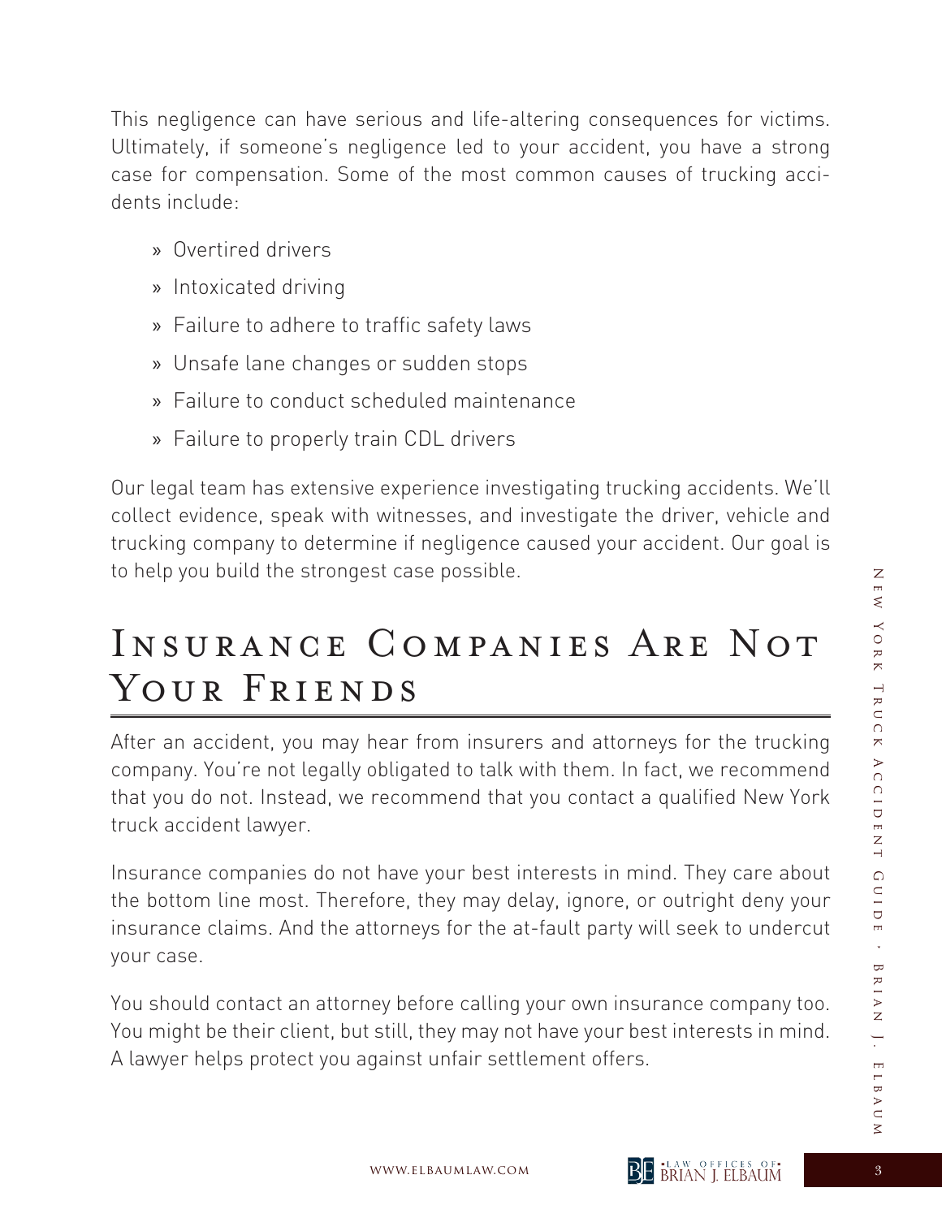This negligence can have serious and life-altering consequences for victims. Ultimately, if someone's negligence led to your accident, you have a strong case for compensation. Some of the most common causes of trucking accidents include:

- Overtired drivers
- Intoxicated driving
- Failure to adhere to traffic safety laws
- Unsafe lane changes or sudden stops
- Failure to conduct scheduled maintenance
- Failure to properly train CDL drivers

Our legal team has extensive experience investigating trucking accidents. We'll collect evidence, speak with witnesses, and investigate the driver, vehicle and trucking company to determine if negligence caused your accident. Our goal is to help you build the strongest case possible.

# Insurance Companies Are Not Your Friends

After an accident, you may hear from insurers and attorneys for the trucking company. You're not legally obligated to talk with them. In fact, we recommend that you do not. Instead, we recommend that you contact a qualified New York truck accident lawyer.

Insurance companies do not have your best interests in mind. They care about the bottom line most. Therefore, they may delay, ignore, or outright deny your insurance claims. And the attorneys for the at-fault party will seek to undercut your case.

You should contact an attorney before calling your own insurance company too. You might be their client, but still, they may not have your best interests in mind. A lawyer helps protect you against unfair settlement offers.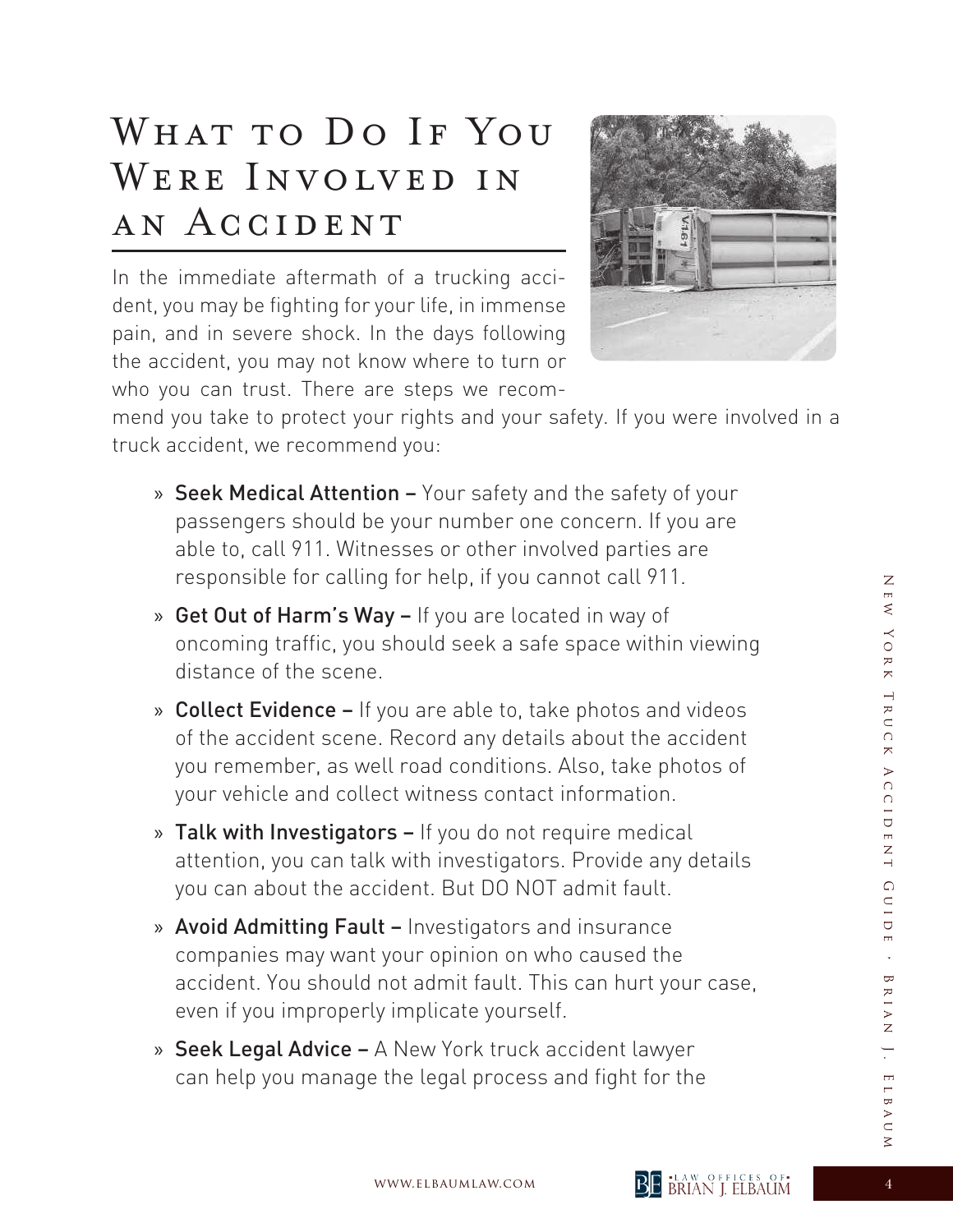# What to Do If You Were Involved in an Accident

In the immediate aftermath of a trucking accident, you may be fighting for your life, in immense pain, and in severe shock. In the days following the accident, you may not know where to turn or who you can trust. There are steps we recommend you take to protect your rights and your safety. If you were involved in a truck accident, we recommend you:

- **Seek Medical Attention –** Your safety and the safety of your passengers should be your number one concern. If you are able to, call 911. Witnesses or other involved parties are responsible for calling for help, if you cannot call 911.
- **Get Out of Harm's Way –** If you are located in way of oncoming traffic, you should seek a safe space within viewing distance of the scene.
- **Collect Evidence –** If you are able to, take photos and videos of the accident scene. Record any details about the accident you remember, as well road conditions. Also, take photos of your vehicle and collect witness contact information.
- **Talk with Investigators –** If you do not require medical attention, you can talk with investigators. Provide any details you can about the accident. But DO NOT admit fault.
- **Avoid Admitting Fault –** Investigators and insurance companies may want your opinion on who caused the accident. You should not admit fault. This can hurt your case, even if you improperly implicate yourself.
- **Seek Legal Advice –** A New York truck accident lawyer can help you manage the legal process and fight for the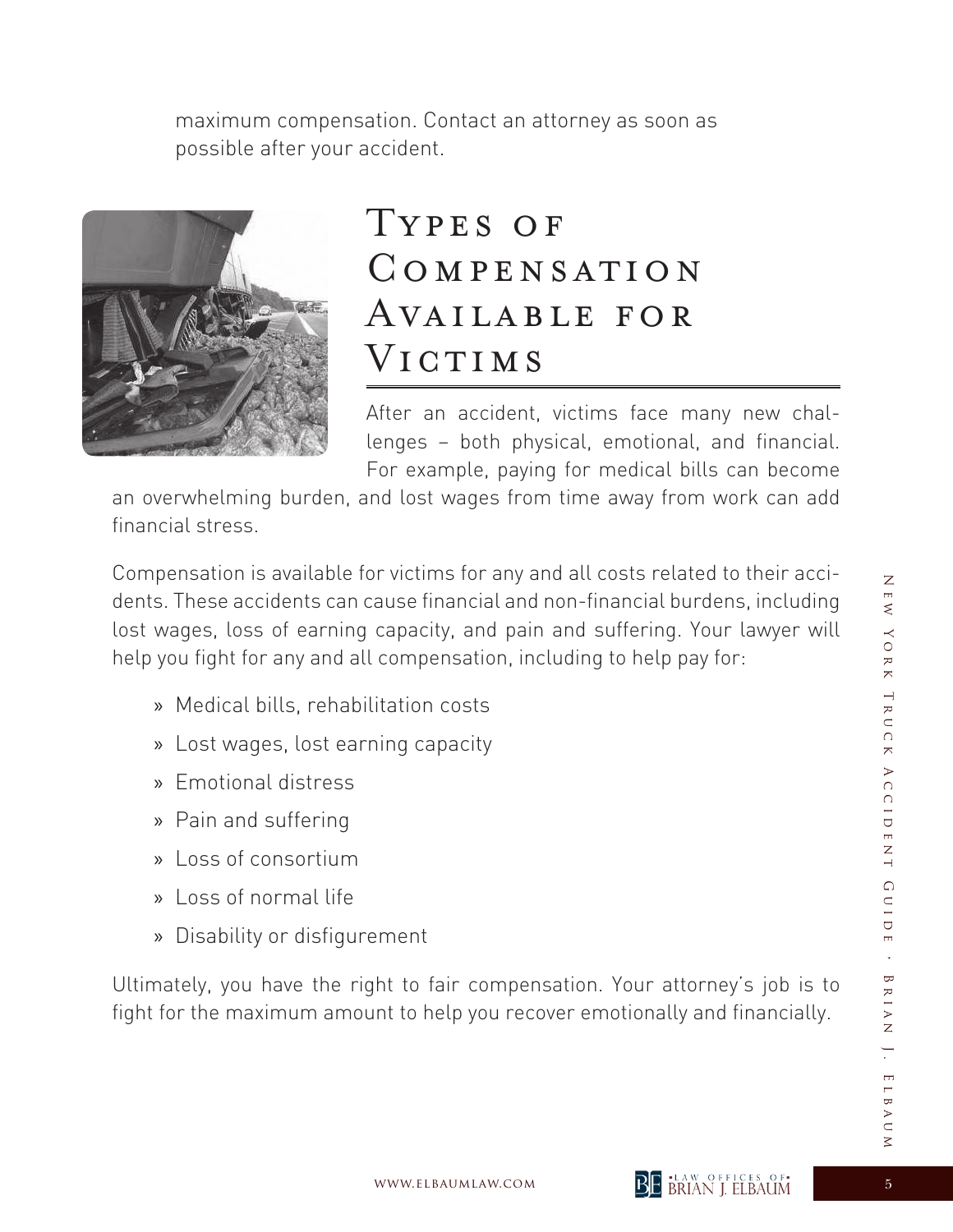maximum compensation. Contact an attorney as soon as possible after your accident.

## Types of Compensation Available for Victims

After an accident, victims face many new challenges – both physical, emotional, and financial. For example, paying for medical bills can become an overwhelming burden, and lost wages from time away from work can add financial stress.

Compensation is available for victims for any and all costs related to their accidents. These accidents can cause financial and non-financial burdens, including lost wages, loss of earning capacity, and pain and suffering. Your lawyer will help you fight for any and all compensation, including to help pay for:

- Medical bills, rehabilitation costs
- Lost wages, lost earning capacity
- Emotional distress
- Pain and suffering
- Loss of consortium
- Loss of normal life
- Disability or disfigurement

Ultimately, you have the right to fair compensation. Your attorney's job is to fight for the maximum amount to help you recover emotionally and financially.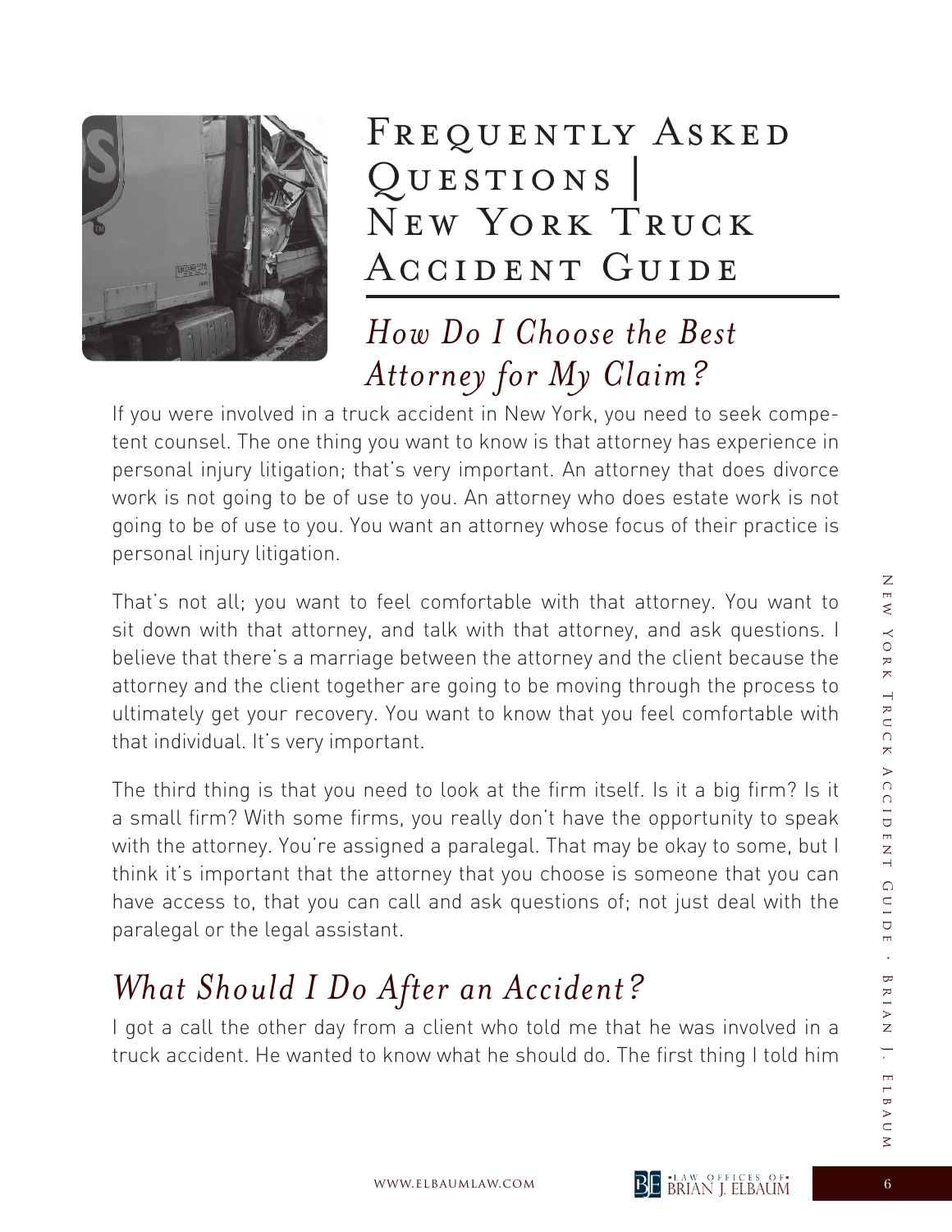# Frequently Asked Questions | New York Truck Accident Guide

## *How Do I Choose the Best Attorney for My Claim?*

If you were involved in a truck accident in New York, you need to seek competent counsel. The one thing you want to know is that attorney has experience in personal injury litigation; that's very important. An attorney that does divorce work is not going to be of use to you. An attorney who does estate work is not going to be of use to you. You want an attorney whose focus of their practice is personal injury litigation.

That's not all; you want to feel comfortable with that attorney. You want to sit down with that attorney, and talk with that attorney, and ask questions. I believe that there's a marriage between the attorney and the client because the attorney and the client together are going to be moving through the process to ultimately get your recovery. You want to know that you feel comfortable with that individual. It's very important.

The third thing is that you need to look at the firm itself. Is it a big firm? Is it a small firm? With some firms, you really don't have the opportunity to speak with the attorney. You're assigned a paralegal. That may be okay to some, but I think it's important that the attorney that you choose is someone that you can have access to, that you can call and ask questions of; not just deal with the paralegal or the legal assistant.

## *What Should I Do After an Accident?*

I got a call the other day from a client who told me that he was involved in a truck accident. He wanted to know what he should do. The first thing I told him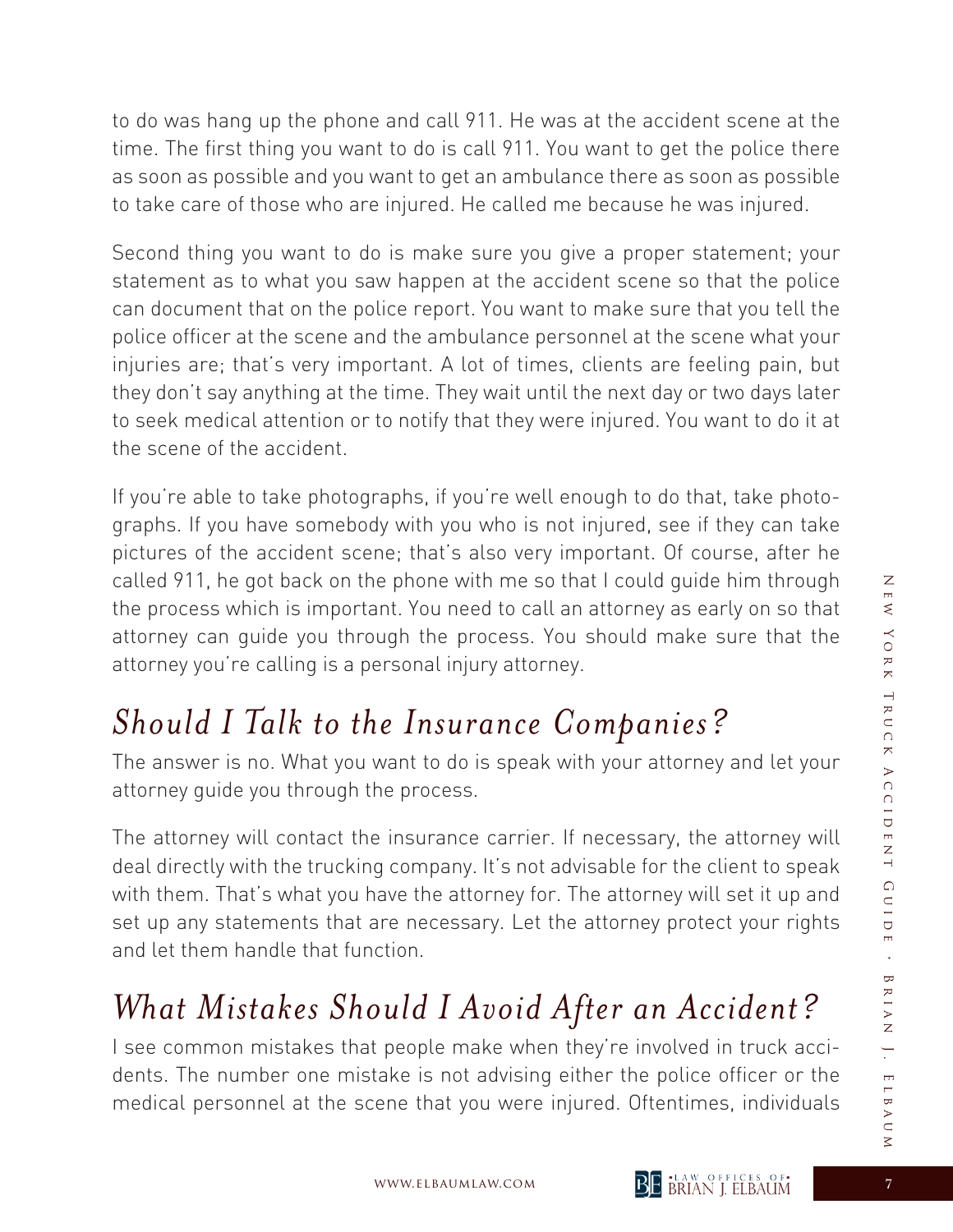to do was hang up the phone and call 911. He was at the accident scene at the time. The first thing you want to do is call 911. You want to get the police there as soon as possible and you want to get an ambulance there as soon as possible to take care of those who are injured. He called me because he was injured.

Second thing you want to do is make sure you give a proper statement; your statement as to what you saw happen at the accident scene so that the police can document that on the police report. You want to make sure that you tell the police officer at the scene and the ambulance personnel at the scene what your injuries are; that's very important. A lot of times, clients are feeling pain, but they don't say anything at the time. They wait until the next day or two days later to seek medical attention or to notify that they were injured. You want to do it at the scene of the accident.

If you're able to take photographs, if you're well enough to do that, take photographs. If you have somebody with you who is not injured, see if they can take pictures of the accident scene; that's also very important. Of course, after he called 911, he got back on the phone with me so that I could guide him through the process which is important. You need to call an attorney as early on so that attorney can guide you through the process. You should make sure that the attorney you're calling is a personal injury attorney.

## *Should I Talk to the Insurance Companies?*

The answer is no. What you want to do is speak with your attorney and let your attorney guide you through the process.

The attorney will contact the insurance carrier. If necessary, the attorney will deal directly with the trucking company. It's not advisable for the client to speak with them. That's what you have the attorney for. The attorney will set it up and set up any statements that are necessary. Let the attorney protect your rights and let them handle that function.

## *What Mistakes Should I Avoid After an Accident?*

I see common mistakes that people make when they're involved in truck accidents. The number one mistake is not advising either the police officer or the medical personnel at the scene that you were injured. Oftentimes, individuals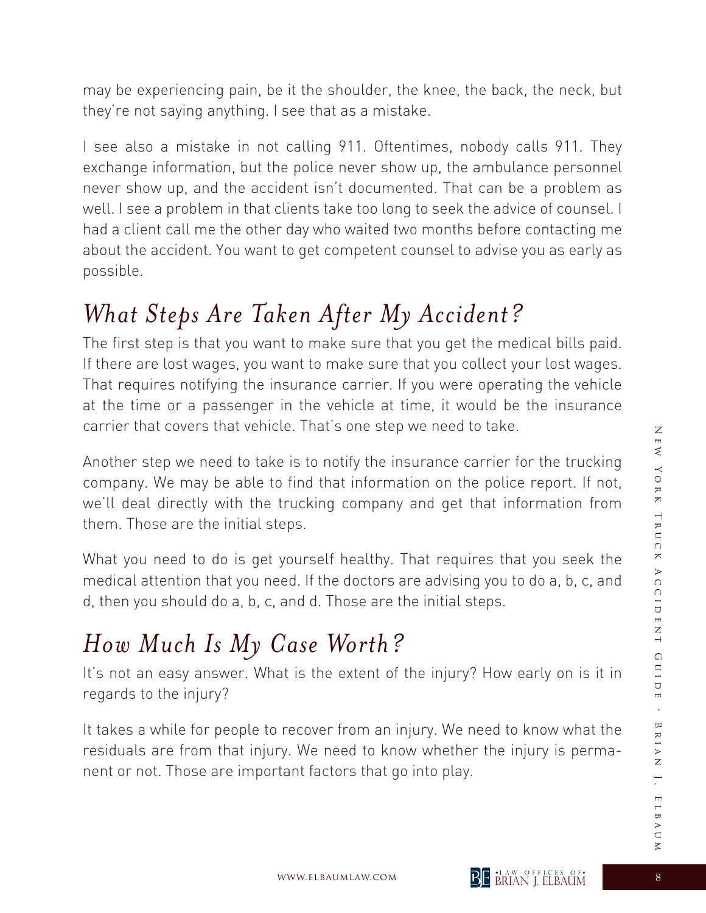may be experiencing pain, be it the shoulder, the knee, the back, the neck, but they're not saying anything. I see that as a mistake.

I see also a mistake in not calling 911. Oftentimes, nobody calls 911. They exchange information, but the police never show up, the ambulance personnel never show up, and the accident isn't documented. That can be a problem as well. I see a problem in that clients take too long to seek the advice of counsel. I had a client call me the other day who waited two months before contacting me about the accident. You want to get competent counsel to advise you as early as possible.

## *What Steps Are Taken After My Accident?*

The first step is that you want to make sure that you get the medical bills paid. If there are lost wages, you want to make sure that you collect your lost wages. That requires notifying the insurance carrier. If you were operating the vehicle at the time or a passenger in the vehicle at time, it would be the insurance carrier that covers that vehicle. That's one step we need to take.

Another step we need to take is to notify the insurance carrier for the trucking company. We may be able to find that information on the police report. If not, we'll deal directly with the trucking company and get that information from them. Those are the initial steps.

What you need to do is get yourself healthy. That requires that you seek the medical attention that you need. If the doctors are advising you to do a, b, c, and d, then you should do a, b, c, and d. Those are the initial steps.

## *How Much Is My Case Worth?*

It's not an easy answer. What is the extent of the injury? How early on is it in regards to the injury?

It takes a while for people to recover from an injury. We need to know what the residuals are from that injury. We need to know whether the injury is permanent or not. Those are important factors that go into play.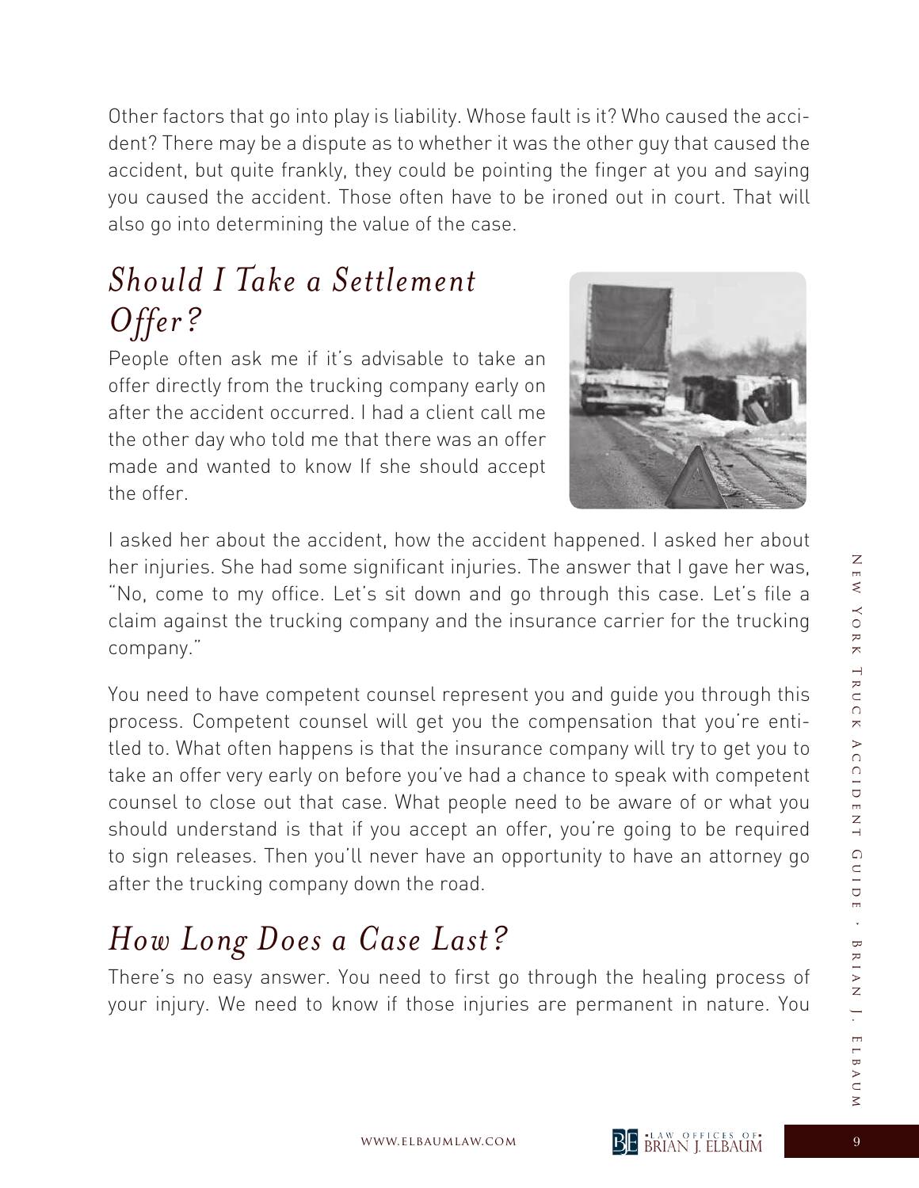Other factors that go into play is liability. Whose fault is it? Who caused the accident? There may be a dispute as to whether it was the other guy that caused the accident, but quite frankly, they could be pointing the finger at you and saying you caused the accident. Those often have to be ironed out in court. That will also go into determining the value of the case.

## *Should I Take a Settlement Offer?*

People often ask me if it's advisable to take an offer directly from the trucking company early on after the accident occurred. I had a client call me the other day who told me that there was an offer made and wanted to know If she should accept the offer.

I asked her about the accident, how the accident happened. I asked her about her injuries. She had some significant injuries. The answer that I gave her was, "No, come to my office. Let's sit down and go through this case. Let's file a claim against the trucking company and the insurance carrier for the trucking company."

You need to have competent counsel represent you and guide you through this process. Competent counsel will get you the compensation that you're entitled to. What often happens is that the insurance company will try to get you to take an offer very early on before you've had a chance to speak with competent counsel to close out that case. What people need to be aware of or what you should understand is that if you accept an offer, you're going to be required to sign releases. Then you'll never have an opportunity to have an attorney go after the trucking company down the road.

## *How Long Does a Case Last?*

There's no easy answer. You need to first go through the healing process of your injury. We need to know if those injuries are permanent in nature. You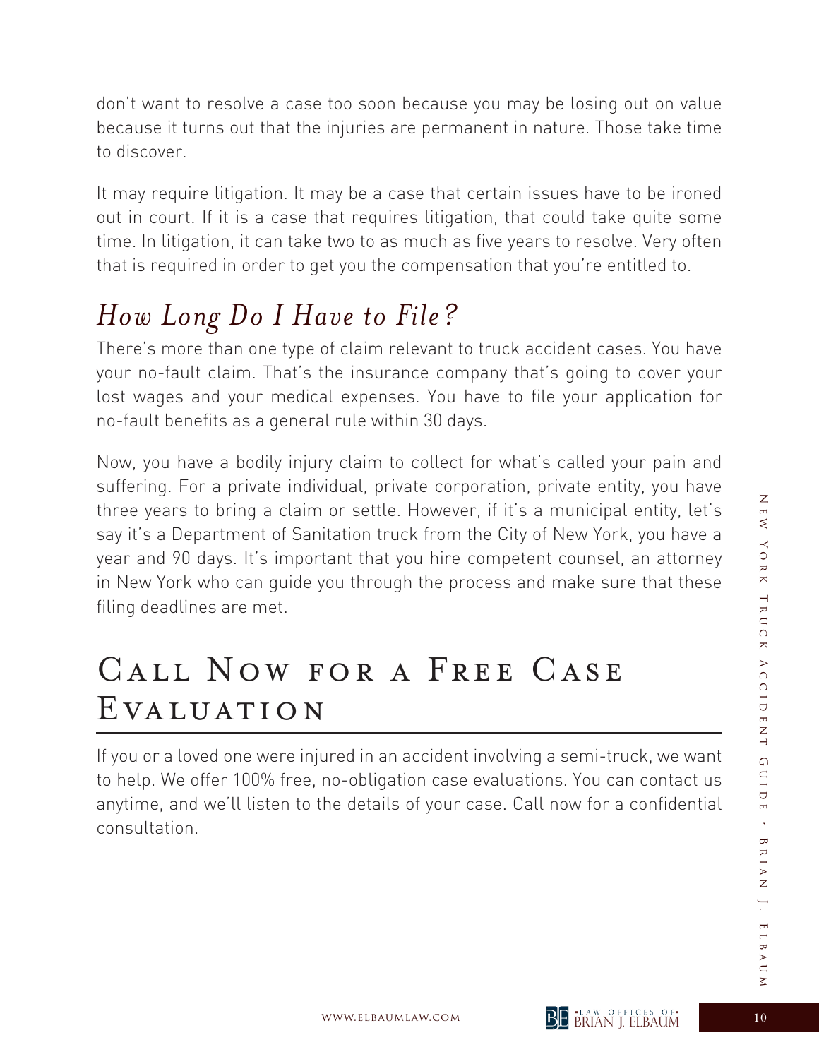don't want to resolve a case too soon because you may be losing out on value because it turns out that the injuries are permanent in nature. Those take time to discover.

It may require litigation. It may be a case that certain issues have to be ironed out in court. If it is a case that requires litigation, that could take quite some time. In litigation, it can take two to as much as five years to resolve. Very often that is required in order to get you the compensation that you're entitled to.

## *How Long Do I Have to File?*

There's more than one type of claim relevant to truck accident cases. You have your no-fault claim. That's the insurance company that's going to cover your lost wages and your medical expenses. You have to file your application for no-fault benefits as a general rule within 30 days.

Now, you have a bodily injury claim to collect for what's called your pain and suffering. For a private individual, private corporation, private entity, you have three years to bring a claim or settle. However, if it's a municipal entity, let's say it's a Department of Sanitation truck from the City of New York, you have a year and 90 days. It's important that you hire competent counsel, an attorney in New York who can guide you through the process and make sure that these filing deadlines are met.

# Call Now for a Free Case Evaluation

If you or a loved one were injured in an accident involving a semi-truck, we want to help. We offer 100% free, no-obligation case evaluations. You can contact us anytime, and we'll listen to the details of your case. Call now for a confidential consultation.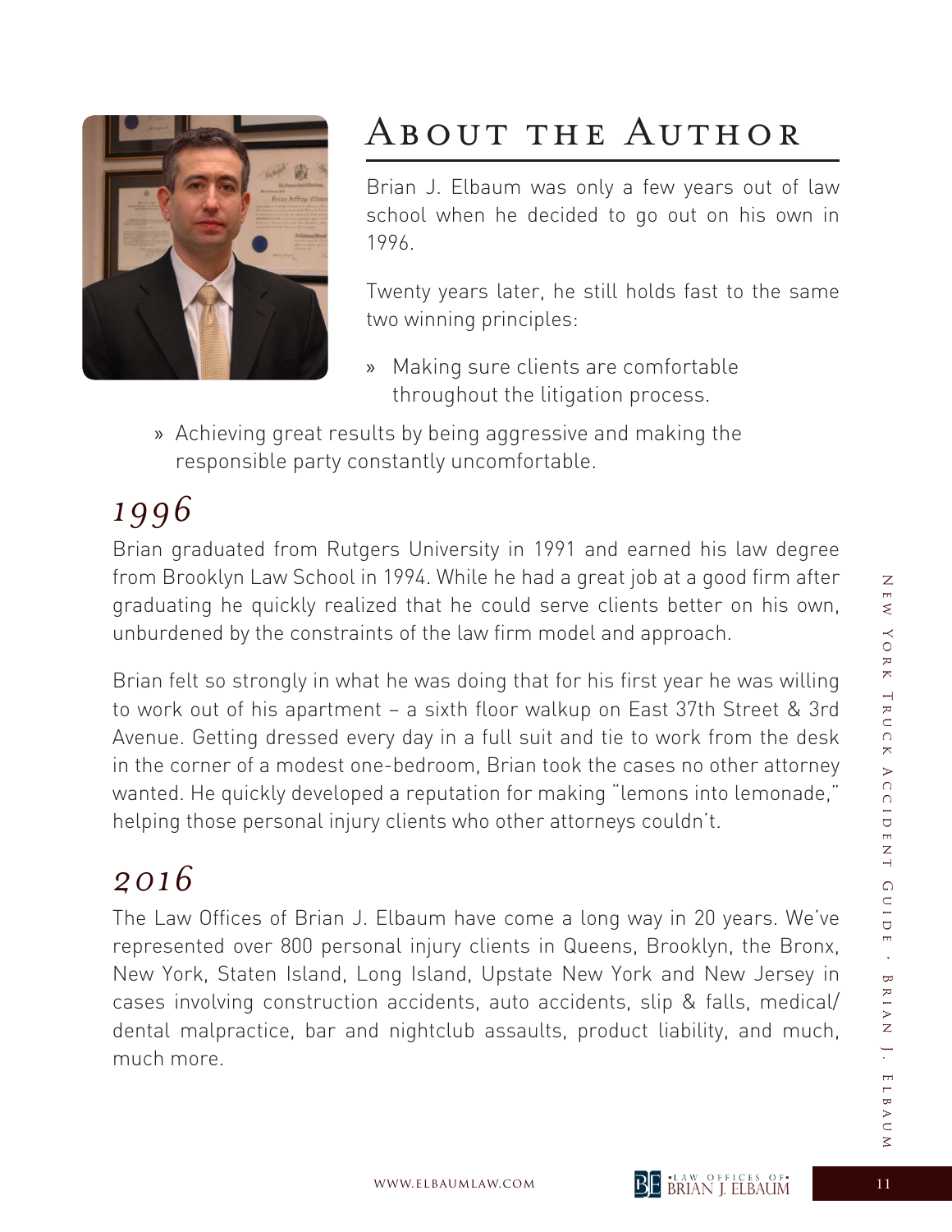# About the Author

Brian J. Elbaum was only a few years out of law school when he decided to go out on his own in 1996.

Twenty years later, he still holds fast to the same two winning principles:

» Making sure clients are comfortable throughout the litigation process.

» Achieving great results by being aggressive and making the responsible party constantly uncomfortable.

## *1996*

Brian graduated from Rutgers University in 1991 and earned his law degree from Brooklyn Law School in 1994. While he had a great job at a good firm after graduating he quickly realized that he could serve clients better on his own, unburdened by the constraints of the law firm model and approach.

Brian felt so strongly in what he was doing that for his first year he was willing to work out of his apartment – a sixth floor walkup on East 37th Street & 3rd Avenue. Getting dressed every day in a full suit and tie to work from the desk in the corner of a modest one-bedroom, Brian took the cases no other attorney wanted. He quickly developed a reputation for making "lemons into lemonade," helping those personal injury clients who other attorneys couldn't.

## *2016*

The Law Offices of Brian J. Elbaum have come a long way in 20 years. We've represented over 800 personal injury clients in Queens, Brooklyn, the Bronx, New York, Staten Island, Long Island, Upstate New York and New Jersey in cases involving construction accidents, auto accidents, slip & falls, medical/dental malpractice, bar and nightclub assaults, product liability, and much, much more.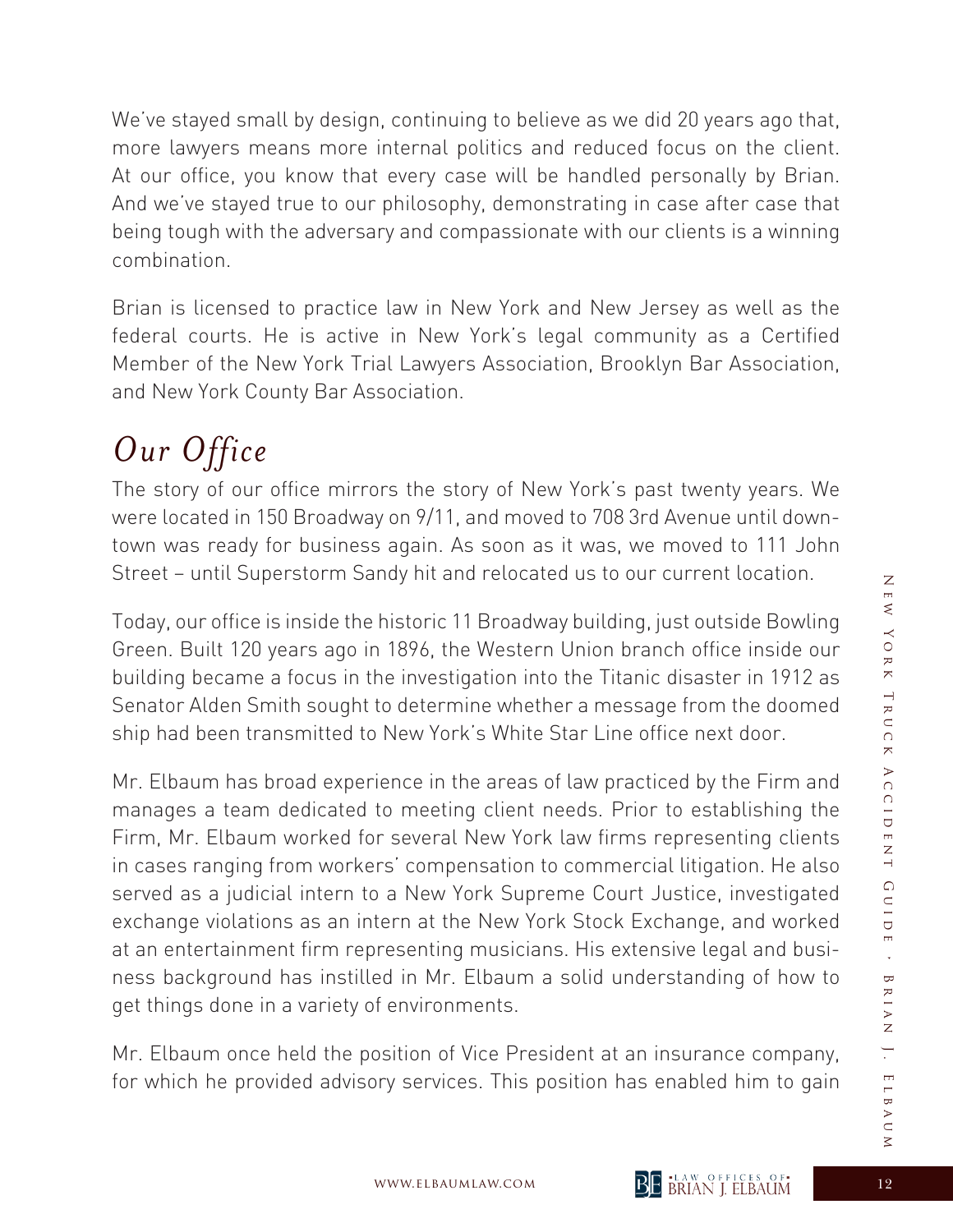We've stayed small by design, continuing to believe as we did 20 years ago that, more lawyers means more internal politics and reduced focus on the client. At our office, you know that every case will be handled personally by Brian. And we've stayed true to our philosophy, demonstrating in case after case that being tough with the adversary and compassionate with our clients is a winning combination.

Brian is licensed to practice law in New York and New Jersey as well as the federal courts. He is active in New York's legal community as a Certified Member of the New York Trial Lawyers Association, Brooklyn Bar Association, and New York County Bar Association.

## *Our Office*

The story of our office mirrors the story of New York's past twenty years. We were located in 150 Broadway on 9/11, and moved to 708 3rd Avenue until downtown was ready for business again. As soon as it was, we moved to 111 John Street – until Superstorm Sandy hit and relocated us to our current location.

Today, our office is inside the historic 11 Broadway building, just outside Bowling Green. Built 120 years ago in 1896, the Western Union branch office inside our building became a focus in the investigation into the Titanic disaster in 1912 as Senator Alden Smith sought to determine whether a message from the doomed ship had been transmitted to New York's White Star Line office next door.

Mr. Elbaum has broad experience in the areas of law practiced by the Firm and manages a team dedicated to meeting client needs. Prior to establishing the Firm, Mr. Elbaum worked for several New York law firms representing clients in cases ranging from workers' compensation to commercial litigation. He also served as a judicial intern to a New York Supreme Court Justice, investigated exchange violations as an intern at the New York Stock Exchange, and worked at an entertainment firm representing musicians. His extensive legal and business background has instilled in Mr. Elbaum a solid understanding of how to get things done in a variety of environments.

Mr. Elbaum once held the position of Vice President at an insurance company, for which he provided advisory services. This position has enabled him to gain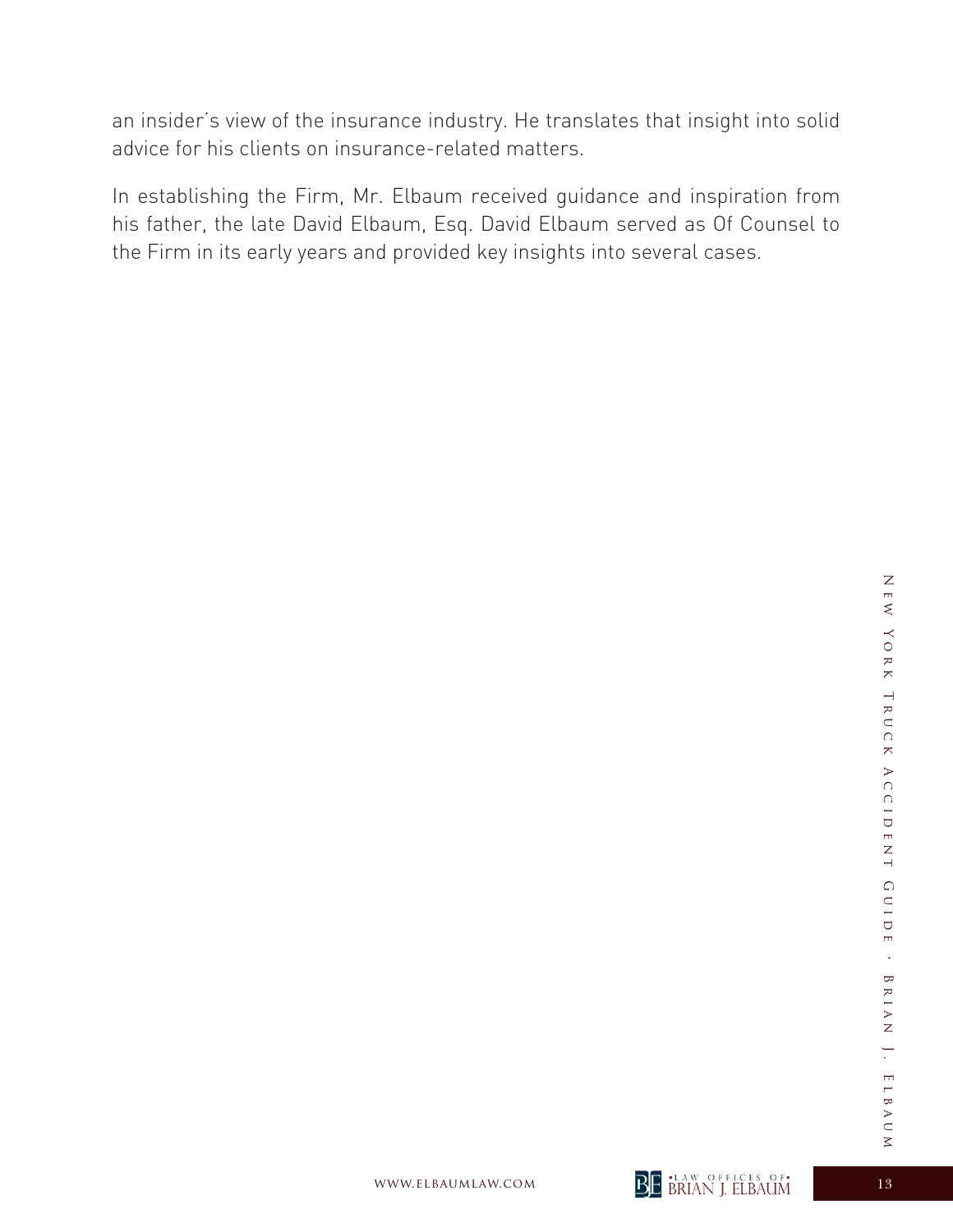an insider's view of the insurance industry. He translates that insight into solid advice for his clients on insurance-related matters.

In establishing the Firm, Mr. Elbaum received guidance and inspiration from his father, the late David Elbaum, Esq. David Elbaum served as Of Counsel to the Firm in its early years and provided key insights into several cases.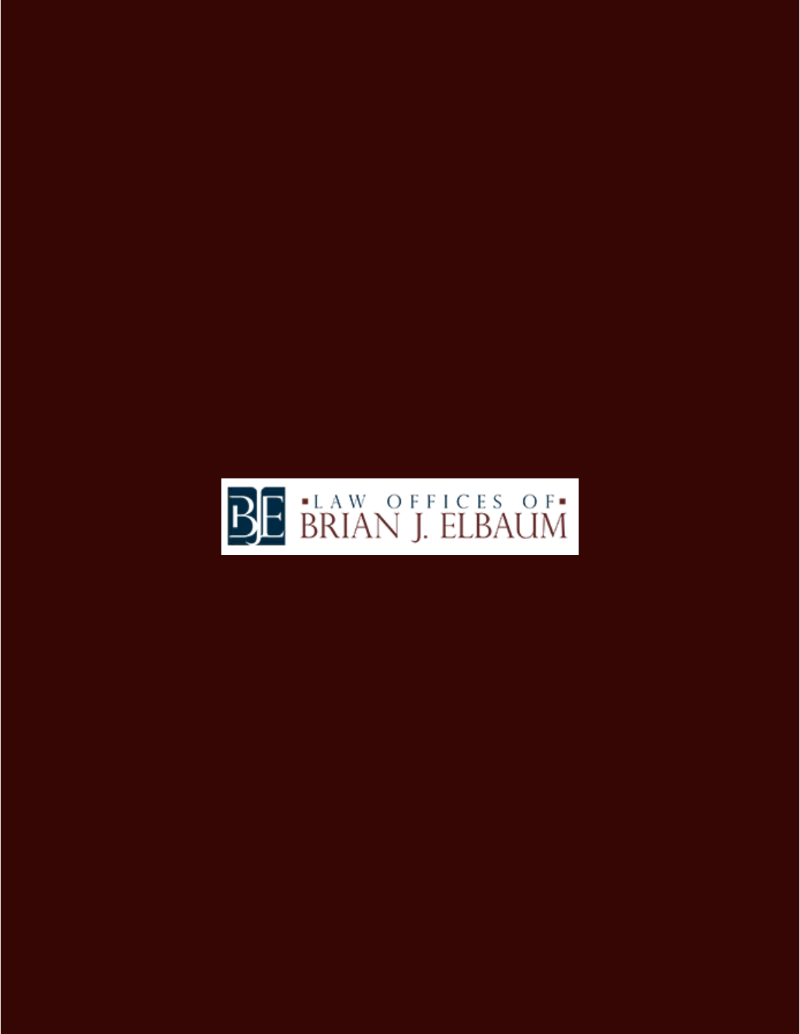LAW OFFICES OF

BRIAN J. ELBAUM